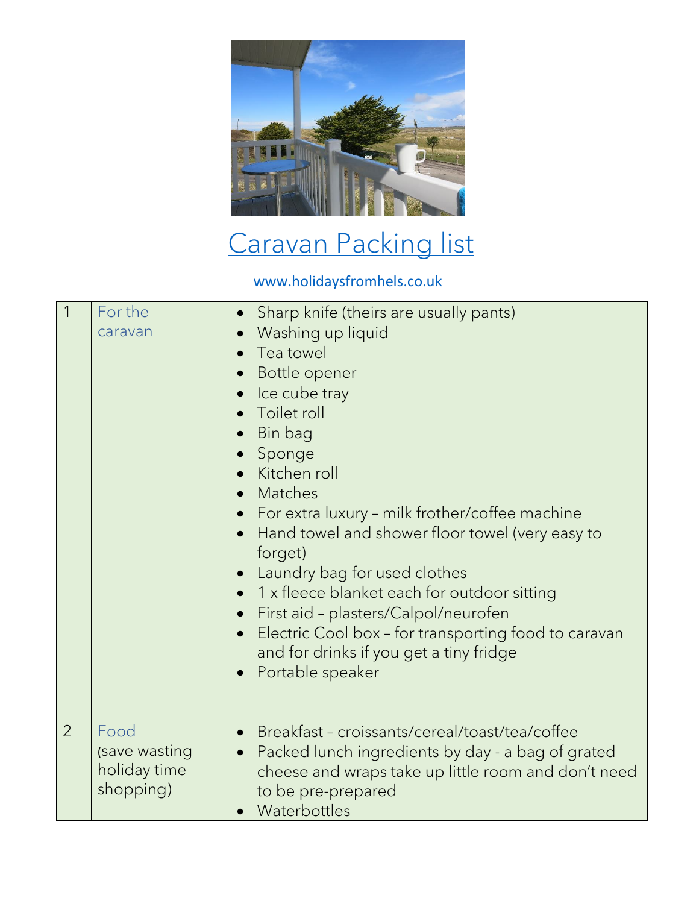# Caravan Packing list

www.holidaysfromhels.co.uk

| | | |
|---|---|---|
| 1 | For the caravan | • Sharp knife (theirs are usually pants)<br>• Washing up liquid<br>• Tea towel<br>• Bottle opener<br>• Ice cube tray<br>• Toilet roll<br>• Bin bag<br>• Sponge<br>• Kitchen roll<br>• Matches<br>• For extra luxury – milk frother/coffee machine<br>• Hand towel and shower floor towel (very easy to forget)<br>• Laundry bag for used clothes<br>• 1 x fleece blanket each for outdoor sitting<br>• First aid – plasters/Calpol/neurofen<br>• Electric Cool box – for transporting food to caravan and for drinks if you get a tiny fridge<br>• Portable speaker |
| 2 | Food (save wasting holiday time shopping) | • Breakfast – croissants/cereal/toast/tea/coffee<br>• Packed lunch ingredients by day - a bag of grated cheese and wraps take up little room and don't need to be pre-prepared<br>• Waterbottles |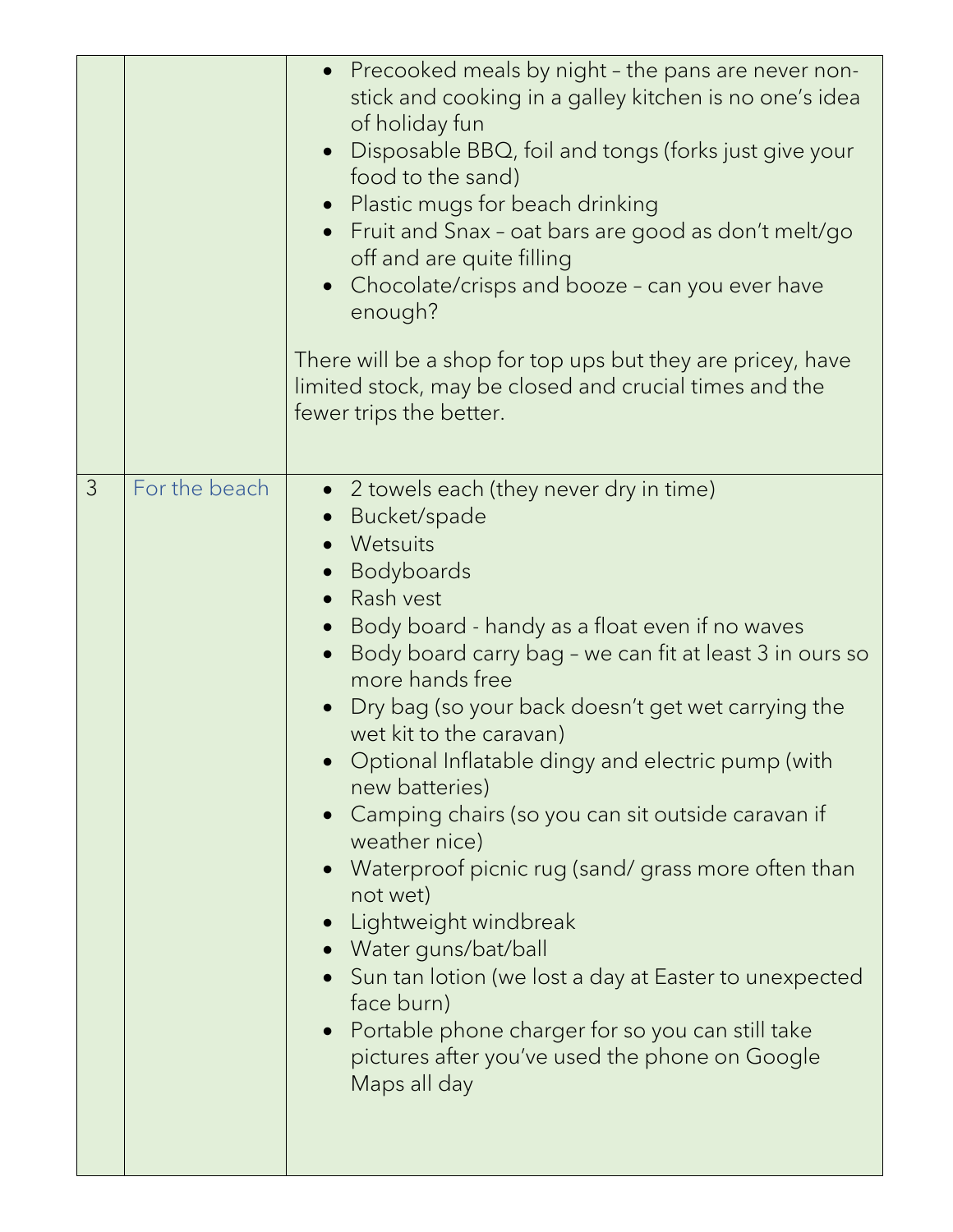|  |  |  |
|---|---|---|
|  |  | • Precooked meals by night – the pans are never non-stick and cooking in a galley kitchen is no one's idea of holiday fun<br>• Disposable BBQ, foil and tongs (forks just give your food to the sand)<br>• Plastic mugs for beach drinking<br>• Fruit and Snax – oat bars are good as don't melt/go off and are quite filling<br>• Chocolate/crisps and booze – can you ever have enough?<br><br>There will be a shop for top ups but they are pricey, have limited stock, may be closed and crucial times and the fewer trips the better. |
| 3 | For the beach | • 2 towels each (they never dry in time)<br>• Bucket/spade<br>• Wetsuits<br>• Bodyboards<br>• Rash vest<br>• Body board - handy as a float even if no waves<br>• Body board carry bag – we can fit at least 3 in ours so more hands free<br>• Dry bag (so your back doesn't get wet carrying the wet kit to the caravan)<br>• Optional Inflatable dingy and electric pump (with new batteries)<br>• Camping chairs (so you can sit outside caravan if weather nice)<br>• Waterproof picnic rug (sand/ grass more often than not wet)<br>• Lightweight windbreak<br>• Water guns/bat/ball<br>• Sun tan lotion (we lost a day at Easter to unexpected face burn)<br>• Portable phone charger for so you can still take pictures after you've used the phone on Google Maps all day |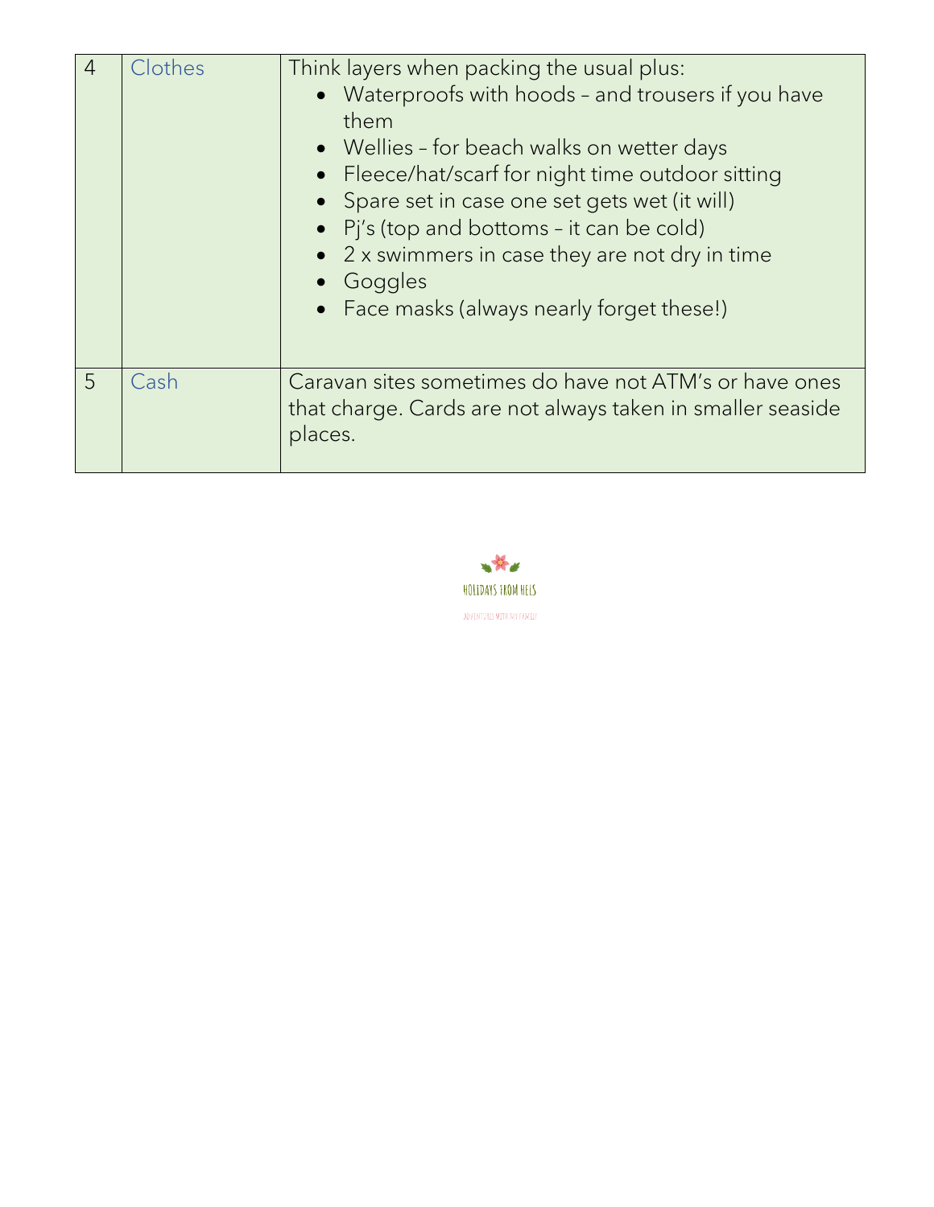| | | |
|---|---|---|
| 4 | Clothes | Think layers when packing the usual plus:<br>• Waterproofs with hoods – and trousers if you have them<br>• Wellies – for beach walks on wetter days<br>• Fleece/hat/scarf for night time outdoor sitting<br>• Spare set in case one set gets wet (it will)<br>• Pj's (top and bottoms – it can be cold)<br>• 2 x swimmers in case they are not dry in time<br>• Goggles<br>• Face masks (always nearly forget these!) |
| 5 | Cash | Caravan sites sometimes do have not ATM's or have ones that charge. Cards are not always taken in smaller seaside places. |

HOLIDAYS FROM HELS

ADVENTURES WITH MY FAMILY